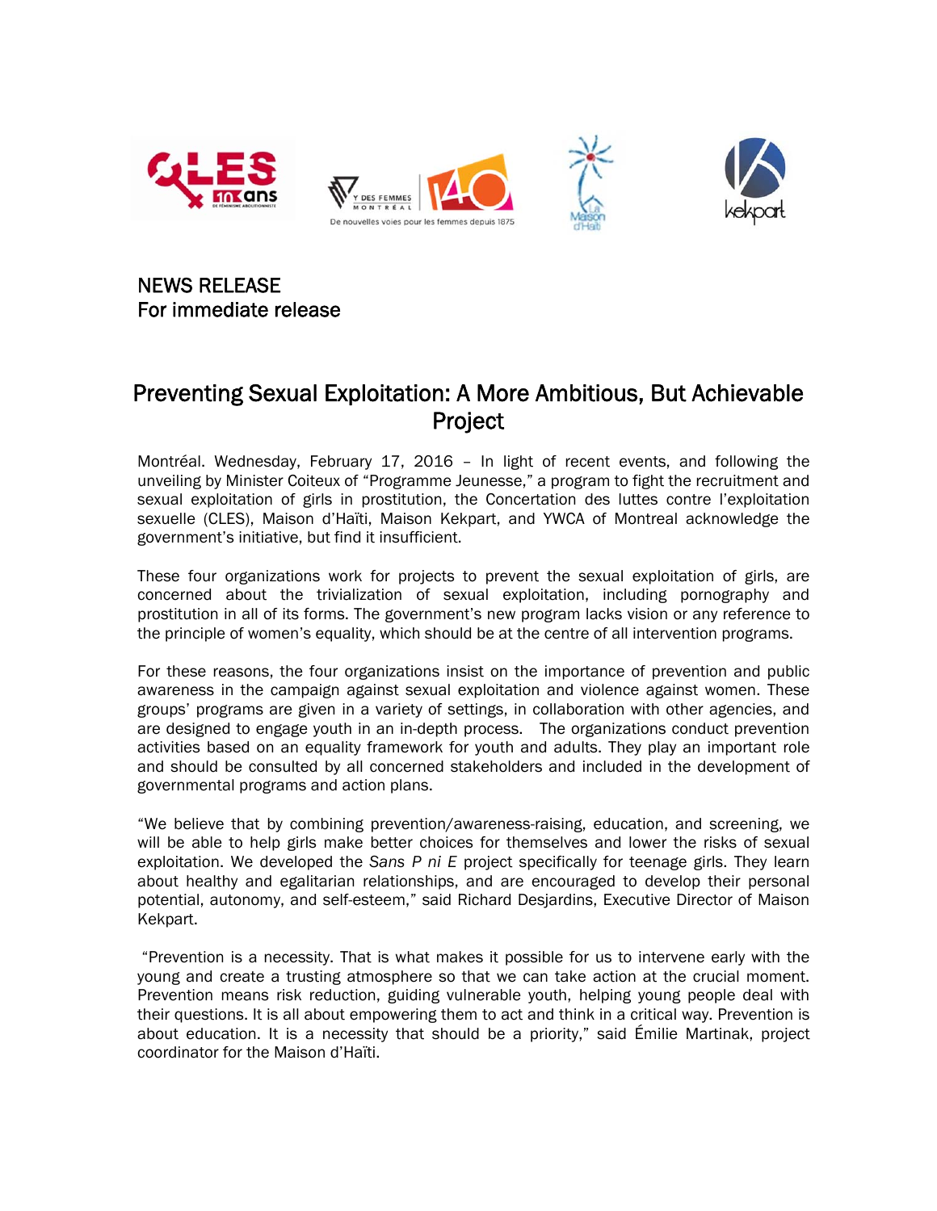NEWS RELEASE
For immediate release

# Preventing Sexual Exploitation: A More Ambitious, But Achievable Project

Montréal. Wednesday, February 17, 2016 – In light of recent events, and following the unveiling by Minister Coiteux of "Programme Jeunesse," a program to fight the recruitment and sexual exploitation of girls in prostitution, the Concertation des luttes contre l'exploitation sexuelle (CLES), Maison d'Haïti, Maison Kekpart, and YWCA of Montreal acknowledge the government's initiative, but find it insufficient.

These four organizations work for projects to prevent the sexual exploitation of girls, are concerned about the trivialization of sexual exploitation, including pornography and prostitution in all of its forms. The government's new program lacks vision or any reference to the principle of women's equality, which should be at the centre of all intervention programs.

For these reasons, the four organizations insist on the importance of prevention and public awareness in the campaign against sexual exploitation and violence against women. These groups' programs are given in a variety of settings, in collaboration with other agencies, and are designed to engage youth in an in-depth process. The organizations conduct prevention activities based on an equality framework for youth and adults. They play an important role and should be consulted by all concerned stakeholders and included in the development of governmental programs and action plans.

"We believe that by combining prevention/awareness-raising, education, and screening, we will be able to help girls make better choices for themselves and lower the risks of sexual exploitation. We developed the *Sans P ni E* project specifically for teenage girls. They learn about healthy and egalitarian relationships, and are encouraged to develop their personal potential, autonomy, and self-esteem," said Richard Desjardins, Executive Director of Maison Kekpart.

"Prevention is a necessity. That is what makes it possible for us to intervene early with the young and create a trusting atmosphere so that we can take action at the crucial moment. Prevention means risk reduction, guiding vulnerable youth, helping young people deal with their questions. It is all about empowering them to act and think in a critical way. Prevention is about education. It is a necessity that should be a priority," said Émilie Martinak, project coordinator for the Maison d'Haïti.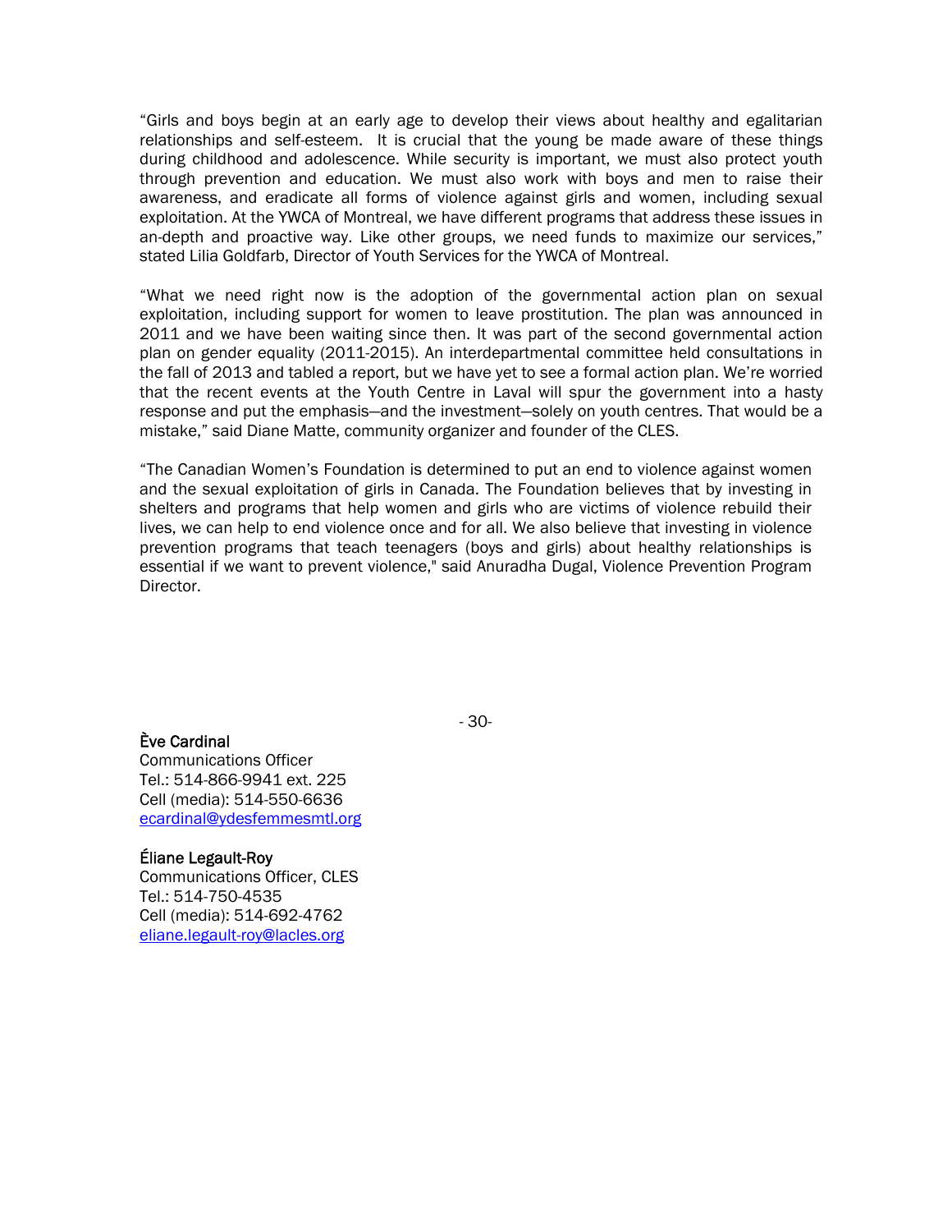“Girls and boys begin at an early age to develop their views about healthy and egalitarian relationships and self-esteem. It is crucial that the young be made aware of these things during childhood and adolescence. While security is important, we must also protect youth through prevention and education. We must also work with boys and men to raise their awareness, and eradicate all forms of violence against girls and women, including sexual exploitation. At the YWCA of Montreal, we have different programs that address these issues in an-depth and proactive way. Like other groups, we need funds to maximize our services,” stated Lilia Goldfarb, Director of Youth Services for the YWCA of Montreal.

“What we need right now is the adoption of the governmental action plan on sexual exploitation, including support for women to leave prostitution. The plan was announced in 2011 and we have been waiting since then. It was part of the second governmental action plan on gender equality (2011-2015). An interdepartmental committee held consultations in the fall of 2013 and tabled a report, but we have yet to see a formal action plan. We're worried that the recent events at the Youth Centre in Laval will spur the government into a hasty response and put the emphasis—and the investment—solely on youth centres. That would be a mistake,” said Diane Matte, community organizer and founder of the CLES.

“The Canadian Women's Foundation is determined to put an end to violence against women and the sexual exploitation of girls in Canada. The Foundation believes that by investing in shelters and programs that help women and girls who are victims of violence rebuild their lives, we can help to end violence once and for all. We also believe that investing in violence prevention programs that teach teenagers (boys and girls) about healthy relationships is essential if we want to prevent violence," said Anuradha Dugal, Violence Prevention Program Director.

- 30-

Ève Cardinal
Communications Officer
Tel.: 514-866-9941 ext. 225
Cell (media): 514-550-6636
ecardinal@ydesfemmesmtl.org

Éliane Legault-Roy
Communications Officer, CLES
Tel.: 514-750-4535
Cell (media): 514-692-4762
eliane.legault-roy@lacles.org